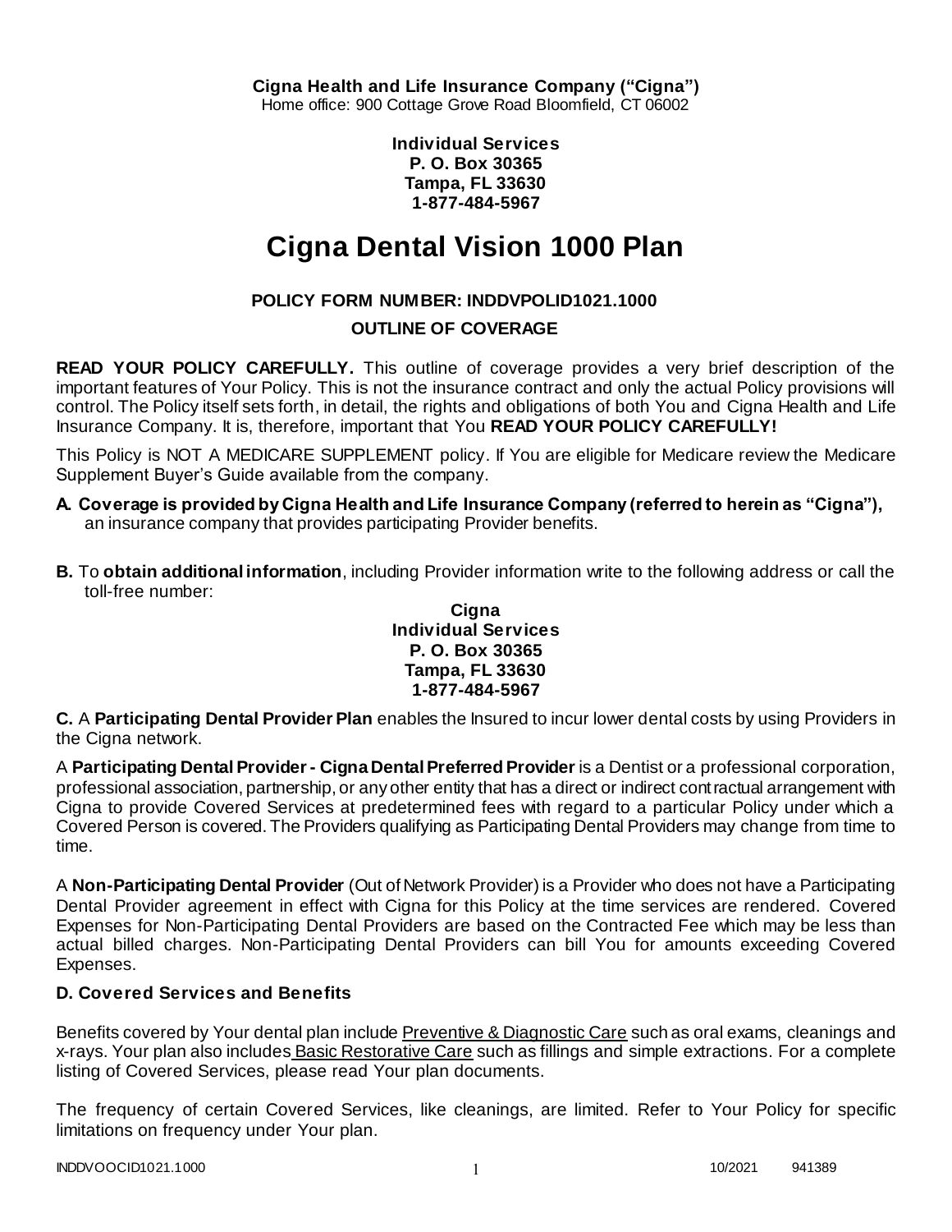**Cigna Health and Life Insurance Company ("Cigna")**
Home office: 900 Cottage Grove Road Bloomfield, CT 06002

**Individual Services**
**P. O. Box 30365**
**Tampa, FL 33630**
**1-877-484-5967**

# Cigna Dental Vision 1000 Plan

## POLICY FORM NUMBER: INDDVPOLID1021.1000

## OUTLINE OF COVERAGE

**READ YOUR POLICY CAREFULLY.** This outline of coverage provides a very brief description of the important features of Your Policy. This is not the insurance contract and only the actual Policy provisions will control. The Policy itself sets forth, in detail, the rights and obligations of both You and Cigna Health and Life Insurance Company. It is, therefore, important that You **READ YOUR POLICY CAREFULLY!**

This Policy is NOT A MEDICARE SUPPLEMENT policy. If You are eligible for Medicare review the Medicare Supplement Buyer's Guide available from the company.

**A. Coverage is provided by Cigna Health and Life Insurance Company (referred to herein as "Cigna"),** an insurance company that provides participating Provider benefits.

**B.** To **obtain additional information**, including Provider information write to the following address or call the toll-free number:

**Cigna**
**Individual Services**
**P. O. Box 30365**
**Tampa, FL 33630**
**1-877-484-5967**

**C.** A **Participating Dental Provider Plan** enables the Insured to incur lower dental costs by using Providers in the Cigna network.

A **Participating Dental Provider - Cigna Dental Preferred Provider** is a Dentist or a professional corporation, professional association, partnership, or any other entity that has a direct or indirect contractual arrangement with Cigna to provide Covered Services at predetermined fees with regard to a particular Policy under which a Covered Person is covered. The Providers qualifying as Participating Dental Providers may change from time to time.

A **Non-Participating Dental Provider** (Out of Network Provider) is a Provider who does not have a Participating Dental Provider agreement in effect with Cigna for this Policy at the time services are rendered. Covered Expenses for Non-Participating Dental Providers are based on the Contracted Fee which may be less than actual billed charges. Non-Participating Dental Providers can bill You for amounts exceeding Covered Expenses.

### D. Covered Services and Benefits

Benefits covered by Your dental plan include Preventive & Diagnostic Care such as oral exams, cleanings and x-rays. Your plan also includes Basic Restorative Care such as fillings and simple extractions. For a complete listing of Covered Services, please read Your plan documents.

The frequency of certain Covered Services, like cleanings, are limited. Refer to Your Policy for specific limitations on frequency under Your plan.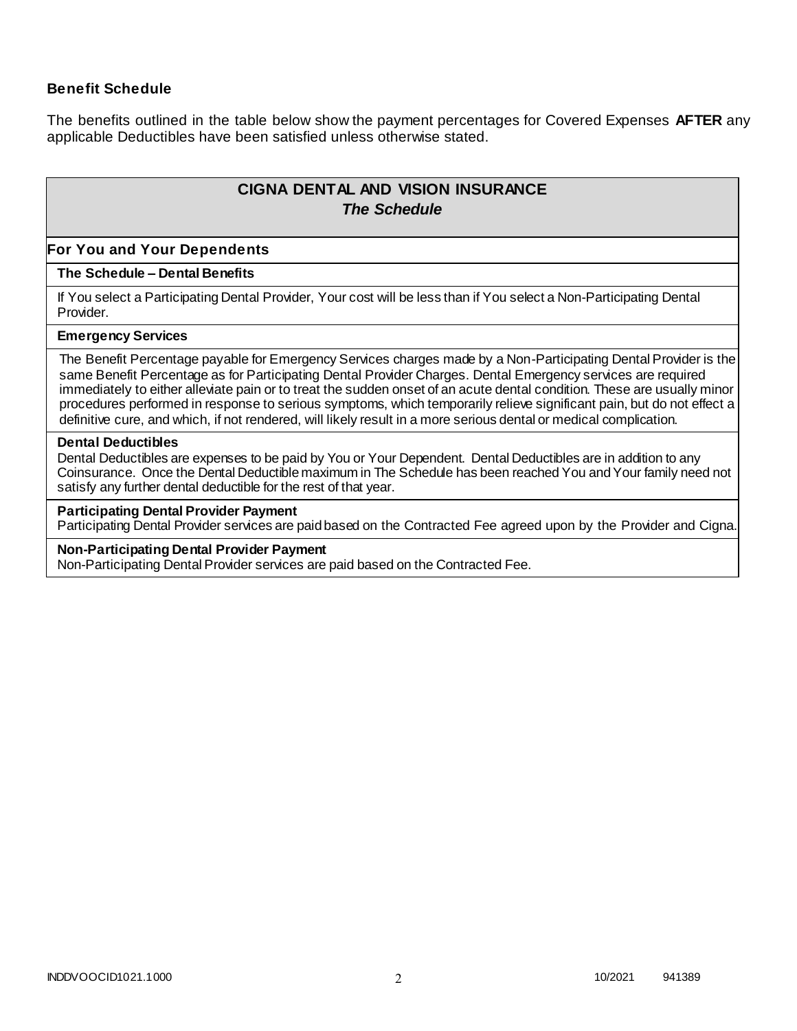### Benefit Schedule

The benefits outlined in the table below show the payment percentages for Covered Expenses **AFTER** any applicable Deductibles have been satisfied unless otherwise stated.

## CIGNA DENTAL AND VISION INSURANCE
### *The Schedule*

**For You and Your Dependents**

**The Schedule – Dental Benefits**

If You select a Participating Dental Provider, Your cost will be less than if You select a Non-Participating Dental Provider.

**Emergency Services**

The Benefit Percentage payable for Emergency Services charges made by a Non-Participating Dental Provider is the same Benefit Percentage as for Participating Dental Provider Charges. Dental Emergency services are required immediately to either alleviate pain or to treat the sudden onset of an acute dental condition. These are usually minor procedures performed in response to serious symptoms, which temporarily relieve significant pain, but do not effect a definitive cure, and which, if not rendered, will likely result in a more serious dental or medical complication.

**Dental Deductibles**

Dental Deductibles are expenses to be paid by You or Your Dependent. Dental Deductibles are in addition to any Coinsurance. Once the Dental Deductible maximum in The Schedule has been reached You and Your family need not satisfy any further dental deductible for the rest of that year.

**Participating Dental Provider Payment**

Participating Dental Provider services are paid based on the Contracted Fee agreed upon by the Provider and Cigna.

**Non-Participating Dental Provider Payment**

Non-Participating Dental Provider services are paid based on the Contracted Fee.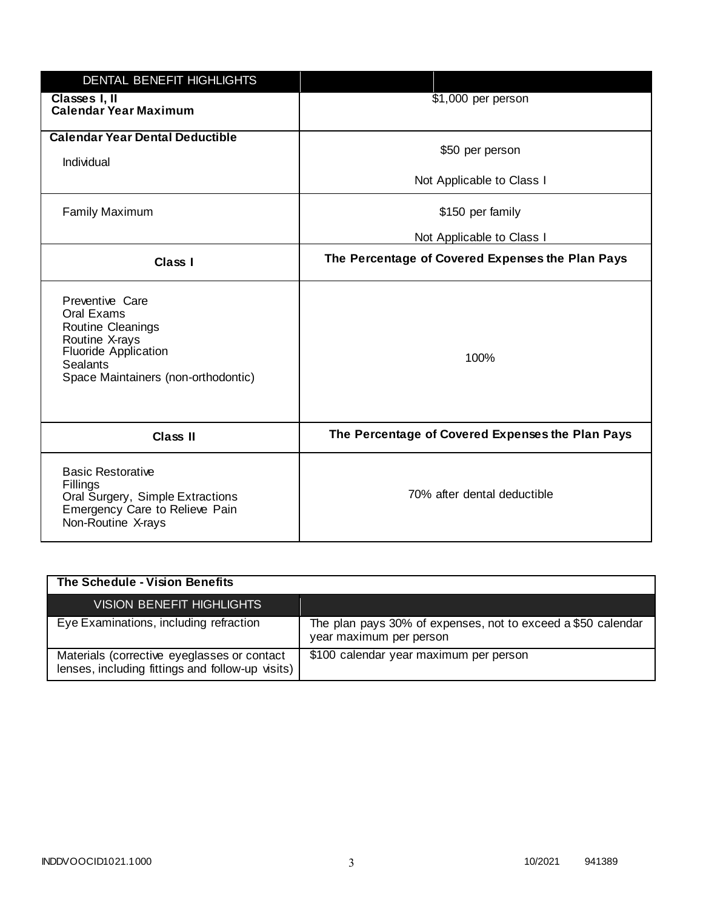| DENTAL BENEFIT HIGHLIGHTS | |
|---|---|
| **Classes I, II Calendar Year Maximum** | $1,000 per person |
| **Calendar Year Dental Deductible** Individual | $50 per person<br>Not Applicable to Class I |
| Family Maximum | $150 per family<br>Not Applicable to Class I |
| **Class I** | **The Percentage of Covered Expenses the Plan Pays** |
| Preventive Care<br>Oral Exams<br>Routine Cleanings<br>Routine X-rays<br>Fluoride Application<br>Sealants<br>Space Maintainers (non-orthodontic) | 100% |
| **Class II** | **The Percentage of Covered Expenses the Plan Pays** |
| Basic Restorative<br>Fillings<br>Oral Surgery, Simple Extractions<br>Emergency Care to Relieve Pain<br>Non-Routine X-rays | 70% after dental deductible |

**The Schedule - Vision Benefits**

| VISION BENEFIT HIGHLIGHTS | |
|---|---|
| Eye Examinations, including refraction | The plan pays 30% of expenses, not to exceed a $50 calendar year maximum per person |
| Materials (corrective eyeglasses or contact lenses, including fittings and follow-up visits) | $100 calendar year maximum per person |

INDDVOOCID1021.1000 10/2021 941389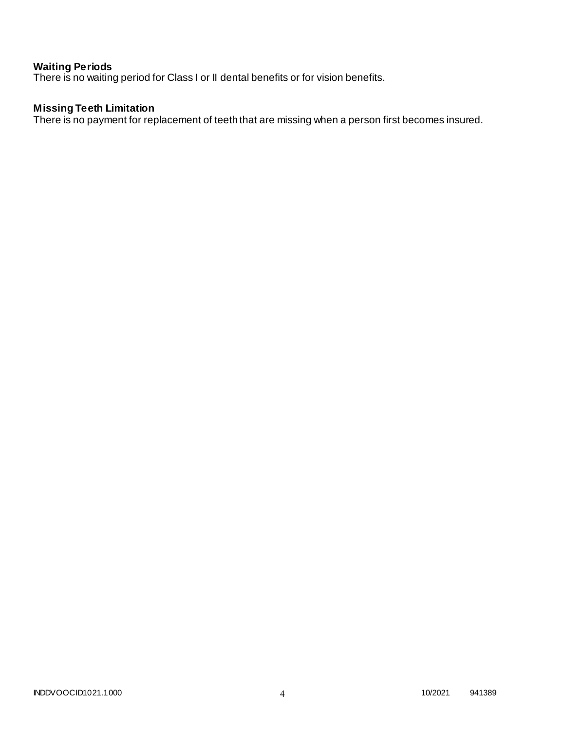**Waiting Periods**
There is no waiting period for Class I or II dental benefits or for vision benefits.

**Missing Teeth Limitation**
There is no payment for replacement of teeth that are missing when a person first becomes insured.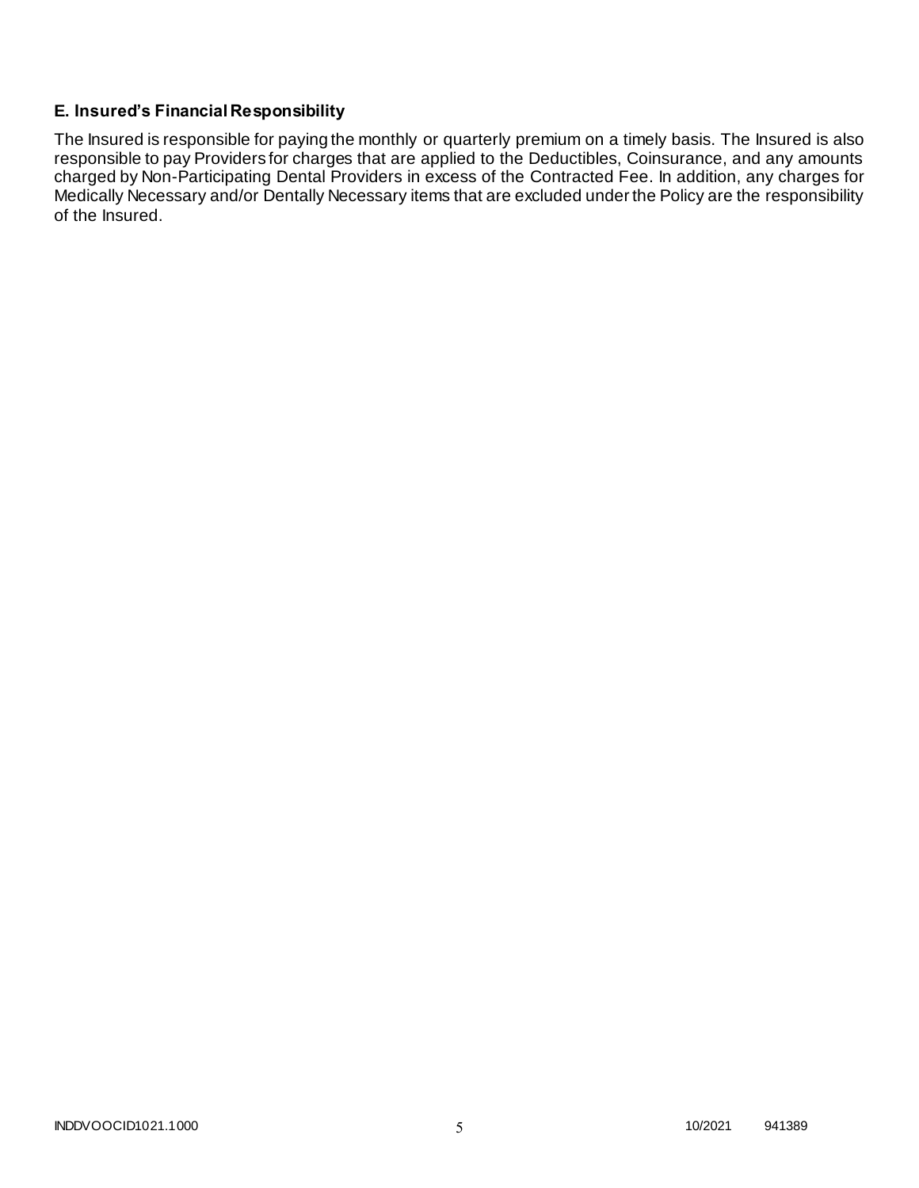### E. Insured's Financial Responsibility

The Insured is responsible for paying the monthly or quarterly premium on a timely basis. The Insured is also responsible to pay Providers for charges that are applied to the Deductibles, Coinsurance, and any amounts charged by Non-Participating Dental Providers in excess of the Contracted Fee. In addition, any charges for Medically Necessary and/or Dentally Necessary items that are excluded under the Policy are the responsibility of the Insured.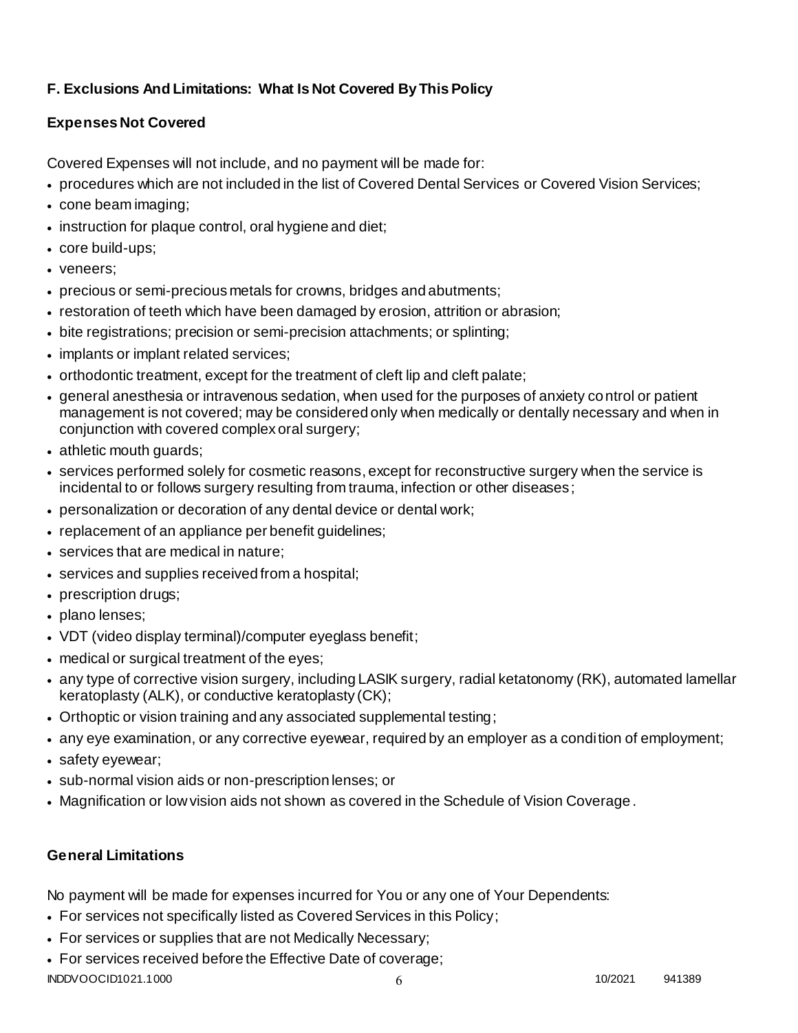### F. Exclusions And Limitations: What Is Not Covered By This Policy

#### Expenses Not Covered

Covered Expenses will not include, and no payment will be made for:

- procedures which are not included in the list of Covered Dental Services or Covered Vision Services;
- cone beam imaging;
- instruction for plaque control, oral hygiene and diet;
- core build-ups;
- veneers;
- precious or semi-precious metals for crowns, bridges and abutments;
- restoration of teeth which have been damaged by erosion, attrition or abrasion;
- bite registrations; precision or semi-precision attachments; or splinting;
- implants or implant related services;
- orthodontic treatment, except for the treatment of cleft lip and cleft palate;
- general anesthesia or intravenous sedation, when used for the purposes of anxiety control or patient management is not covered; may be considered only when medically or dentally necessary and when in conjunction with covered complex oral surgery;
- athletic mouth guards;
- services performed solely for cosmetic reasons, except for reconstructive surgery when the service is incidental to or follows surgery resulting from trauma, infection or other diseases;
- personalization or decoration of any dental device or dental work;
- replacement of an appliance per benefit guidelines;
- services that are medical in nature;
- services and supplies received from a hospital;
- prescription drugs;
- plano lenses;
- VDT (video display terminal)/computer eyeglass benefit;
- medical or surgical treatment of the eyes;
- any type of corrective vision surgery, including LASIK surgery, radial ketatonomy (RK), automated lamellar keratoplasty (ALK), or conductive keratoplasty (CK);
- Orthoptic or vision training and any associated supplemental testing;
- any eye examination, or any corrective eyewear, required by an employer as a condition of employment;
- safety eyewear;
- sub-normal vision aids or non-prescription lenses; or
- Magnification or low vision aids not shown as covered in the Schedule of Vision Coverage.

#### General Limitations

No payment will be made for expenses incurred for You or any one of Your Dependents:

- For services not specifically listed as Covered Services in this Policy;
- For services or supplies that are not Medically Necessary;
- For services received before the Effective Date of coverage;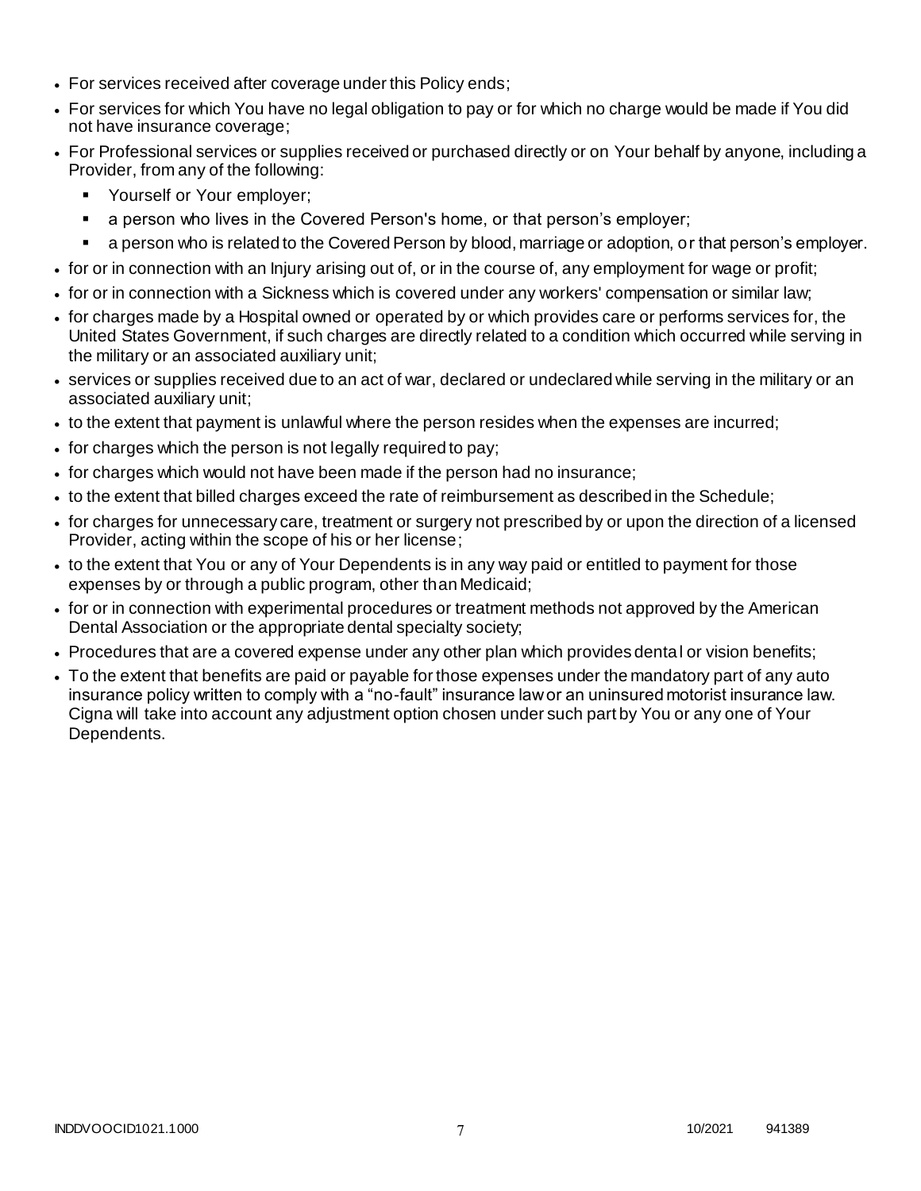- For services received after coverage under this Policy ends;
- For services for which You have no legal obligation to pay or for which no charge would be made if You did not have insurance coverage;
- For Professional services or supplies received or purchased directly or on Your behalf by anyone, including a Provider, from any of the following:
  - Yourself or Your employer;
  - a person who lives in the Covered Person's home, or that person's employer;
  - a person who is related to the Covered Person by blood, marriage or adoption, or that person's employer.
- for or in connection with an Injury arising out of, or in the course of, any employment for wage or profit;
- for or in connection with a Sickness which is covered under any workers' compensation or similar law;
- for charges made by a Hospital owned or operated by or which provides care or performs services for, the United States Government, if such charges are directly related to a condition which occurred while serving in the military or an associated auxiliary unit;
- services or supplies received due to an act of war, declared or undeclared while serving in the military or an associated auxiliary unit;
- to the extent that payment is unlawful where the person resides when the expenses are incurred;
- for charges which the person is not legally required to pay;
- for charges which would not have been made if the person had no insurance;
- to the extent that billed charges exceed the rate of reimbursement as described in the Schedule;
- for charges for unnecessary care, treatment or surgery not prescribed by or upon the direction of a licensed Provider, acting within the scope of his or her license;
- to the extent that You or any of Your Dependents is in any way paid or entitled to payment for those expenses by or through a public program, other than Medicaid;
- for or in connection with experimental procedures or treatment methods not approved by the American Dental Association or the appropriate dental specialty society;
- Procedures that are a covered expense under any other plan which provides dental or vision benefits;
- To the extent that benefits are paid or payable for those expenses under the mandatory part of any auto insurance policy written to comply with a "no-fault" insurance law or an uninsured motorist insurance law. Cigna will take into account any adjustment option chosen under such part by You or any one of Your Dependents.

INDDVOOCID1021.1000 10/2021 941389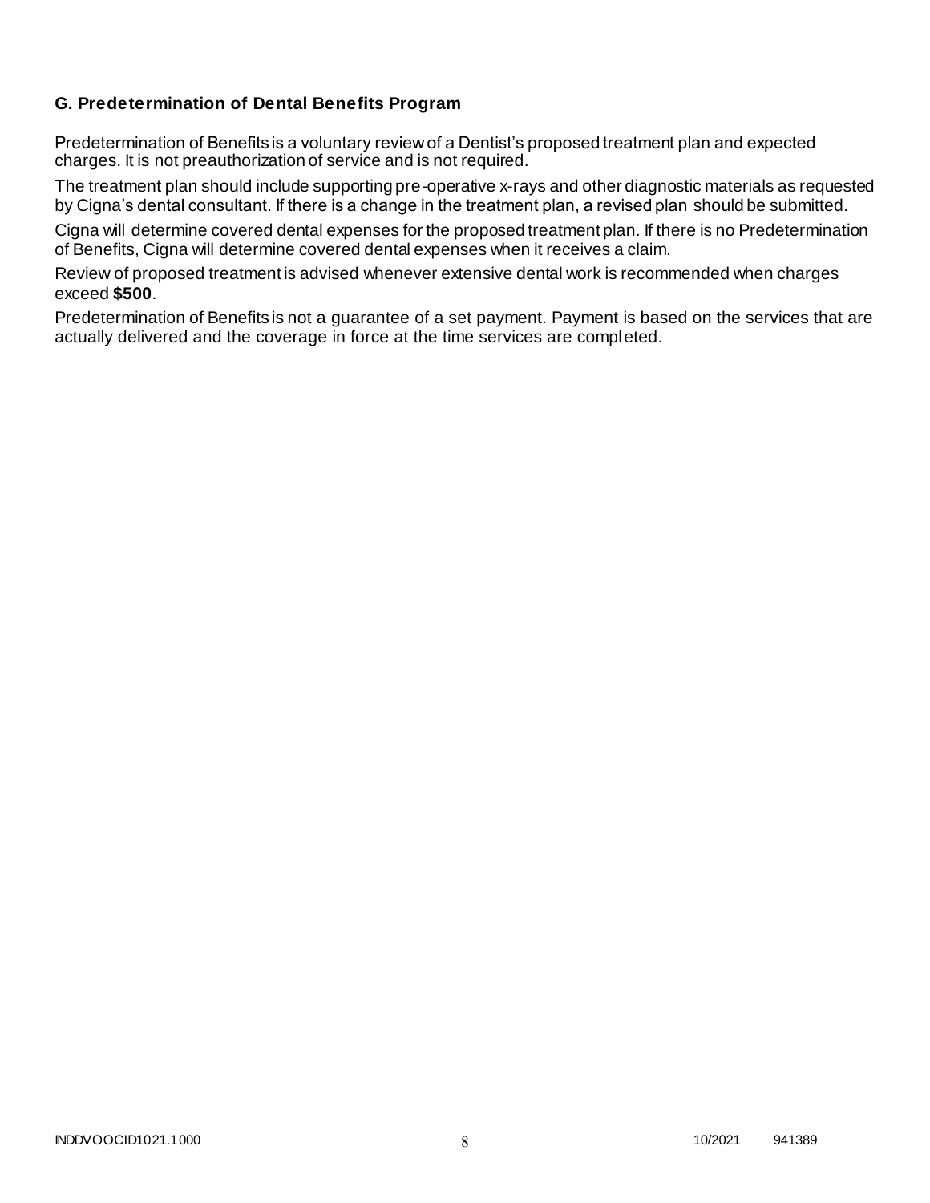### G. Predetermination of Dental Benefits Program

Predetermination of Benefits is a voluntary review of a Dentist's proposed treatment plan and expected charges. It is not preauthorization of service and is not required.

The treatment plan should include supporting pre-operative x-rays and other diagnostic materials as requested by Cigna's dental consultant. If there is a change in the treatment plan, a revised plan should be submitted.

Cigna will determine covered dental expenses for the proposed treatment plan. If there is no Predetermination of Benefits, Cigna will determine covered dental expenses when it receives a claim.

Review of proposed treatment is advised whenever extensive dental work is recommended when charges exceed **$500**.

Predetermination of Benefits is not a guarantee of a set payment. Payment is based on the services that are actually delivered and the coverage in force at the time services are completed.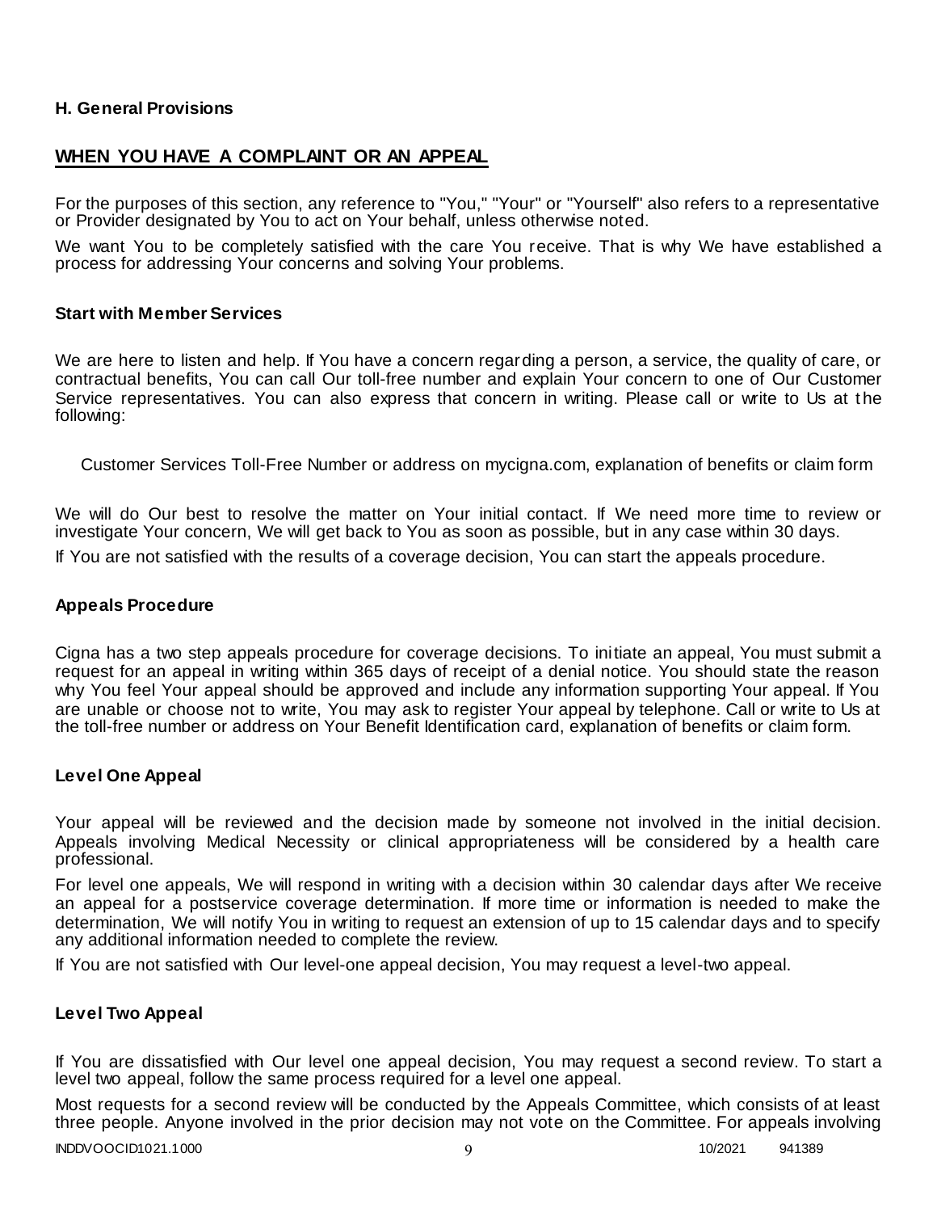### H. General Provisions

## WHEN YOU HAVE A COMPLAINT OR AN APPEAL

For the purposes of this section, any reference to "You," "Your" or "Yourself" also refers to a representative or Provider designated by You to act on Your behalf, unless otherwise noted.

We want You to be completely satisfied with the care You receive. That is why We have established a process for addressing Your concerns and solving Your problems.

### Start with Member Services

We are here to listen and help. If You have a concern regarding a person, a service, the quality of care, or contractual benefits, You can call Our toll-free number and explain Your concern to one of Our Customer Service representatives. You can also express that concern in writing. Please call or write to Us at the following:

Customer Services Toll-Free Number or address on mycigna.com, explanation of benefits or claim form

We will do Our best to resolve the matter on Your initial contact. If We need more time to review or investigate Your concern, We will get back to You as soon as possible, but in any case within 30 days.

If You are not satisfied with the results of a coverage decision, You can start the appeals procedure.

### Appeals Procedure

Cigna has a two step appeals procedure for coverage decisions. To initiate an appeal, You must submit a request for an appeal in writing within 365 days of receipt of a denial notice. You should state the reason why You feel Your appeal should be approved and include any information supporting Your appeal. If You are unable or choose not to write, You may ask to register Your appeal by telephone. Call or write to Us at the toll-free number or address on Your Benefit Identification card, explanation of benefits or claim form.

### Level One Appeal

Your appeal will be reviewed and the decision made by someone not involved in the initial decision. Appeals involving Medical Necessity or clinical appropriateness will be considered by a health care professional.

For level one appeals, We will respond in writing with a decision within 30 calendar days after We receive an appeal for a postservice coverage determination. If more time or information is needed to make the determination, We will notify You in writing to request an extension of up to 15 calendar days and to specify any additional information needed to complete the review.

If You are not satisfied with Our level-one appeal decision, You may request a level-two appeal.

### Level Two Appeal

If You are dissatisfied with Our level one appeal decision, You may request a second review. To start a level two appeal, follow the same process required for a level one appeal.

Most requests for a second review will be conducted by the Appeals Committee, which consists of at least three people. Anyone involved in the prior decision may not vote on the Committee. For appeals involving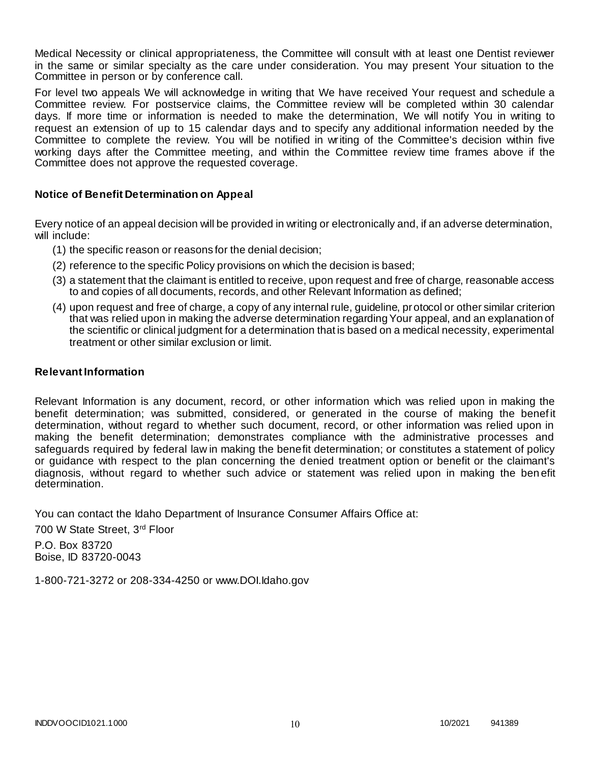Medical Necessity or clinical appropriateness, the Committee will consult with at least one Dentist reviewer in the same or similar specialty as the care under consideration. You may present Your situation to the Committee in person or by conference call.

For level two appeals We will acknowledge in writing that We have received Your request and schedule a Committee review. For postservice claims, the Committee review will be completed within 30 calendar days. If more time or information is needed to make the determination, We will notify You in writing to request an extension of up to 15 calendar days and to specify any additional information needed by the Committee to complete the review. You will be notified in writing of the Committee's decision within five working days after the Committee meeting, and within the Committee review time frames above if the Committee does not approve the requested coverage.

### Notice of Benefit Determination on Appeal

Every notice of an appeal decision will be provided in writing or electronically and, if an adverse determination, will include:

(1) the specific reason or reasons for the denial decision;

(2) reference to the specific Policy provisions on which the decision is based;

(3) a statement that the claimant is entitled to receive, upon request and free of charge, reasonable access to and copies of all documents, records, and other Relevant Information as defined;

(4) upon request and free of charge, a copy of any internal rule, guideline, protocol or other similar criterion that was relied upon in making the adverse determination regarding Your appeal, and an explanation of the scientific or clinical judgment for a determination that is based on a medical necessity, experimental treatment or other similar exclusion or limit.

### Relevant Information

Relevant Information is any document, record, or other information which was relied upon in making the benefit determination; was submitted, considered, or generated in the course of making the benefit determination, without regard to whether such document, record, or other information was relied upon in making the benefit determination; demonstrates compliance with the administrative processes and safeguards required by federal law in making the benefit determination; or constitutes a statement of policy or guidance with respect to the plan concerning the denied treatment option or benefit or the claimant's diagnosis, without regard to whether such advice or statement was relied upon in making the benefit determination.

You can contact the Idaho Department of Insurance Consumer Affairs Office at:

700 W State Street, 3rd Floor

P.O. Box 83720
Boise, ID 83720-0043

1-800-721-3272 or 208-334-4250 or www.DOI.Idaho.gov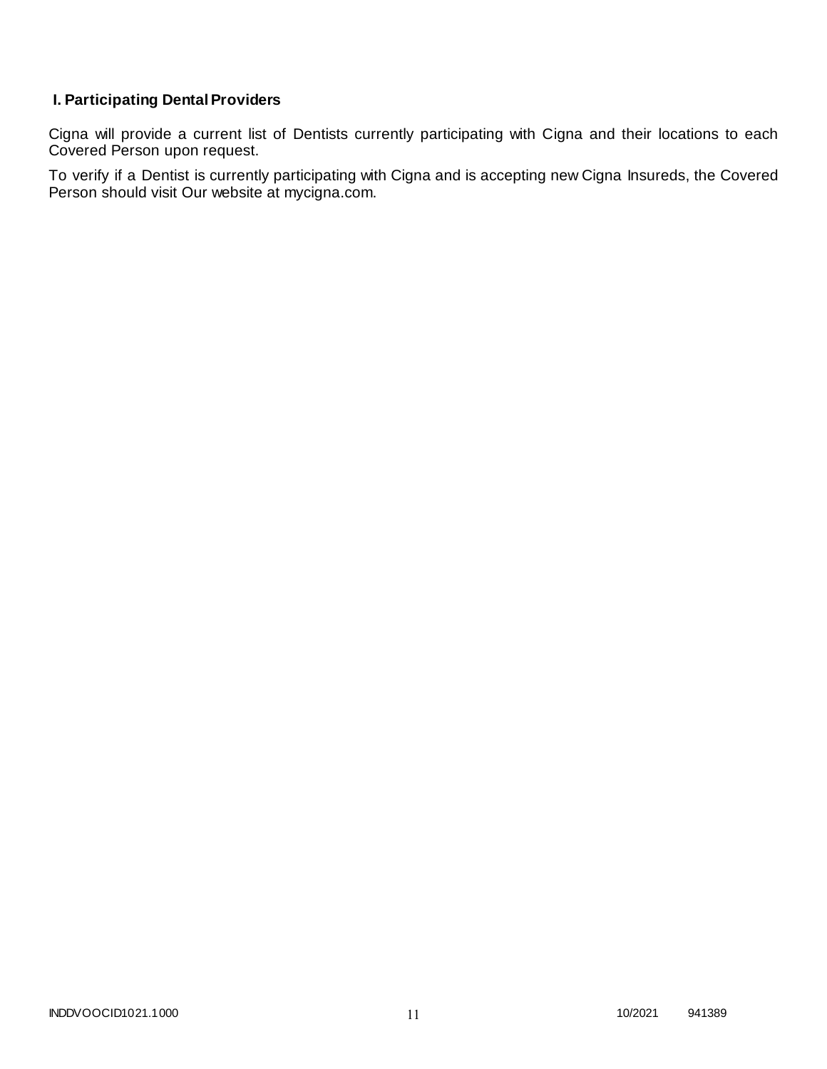### I. Participating Dental Providers

Cigna will provide a current list of Dentists currently participating with Cigna and their locations to each Covered Person upon request.

To verify if a Dentist is currently participating with Cigna and is accepting new Cigna Insureds, the Covered Person should visit Our website at mycigna.com.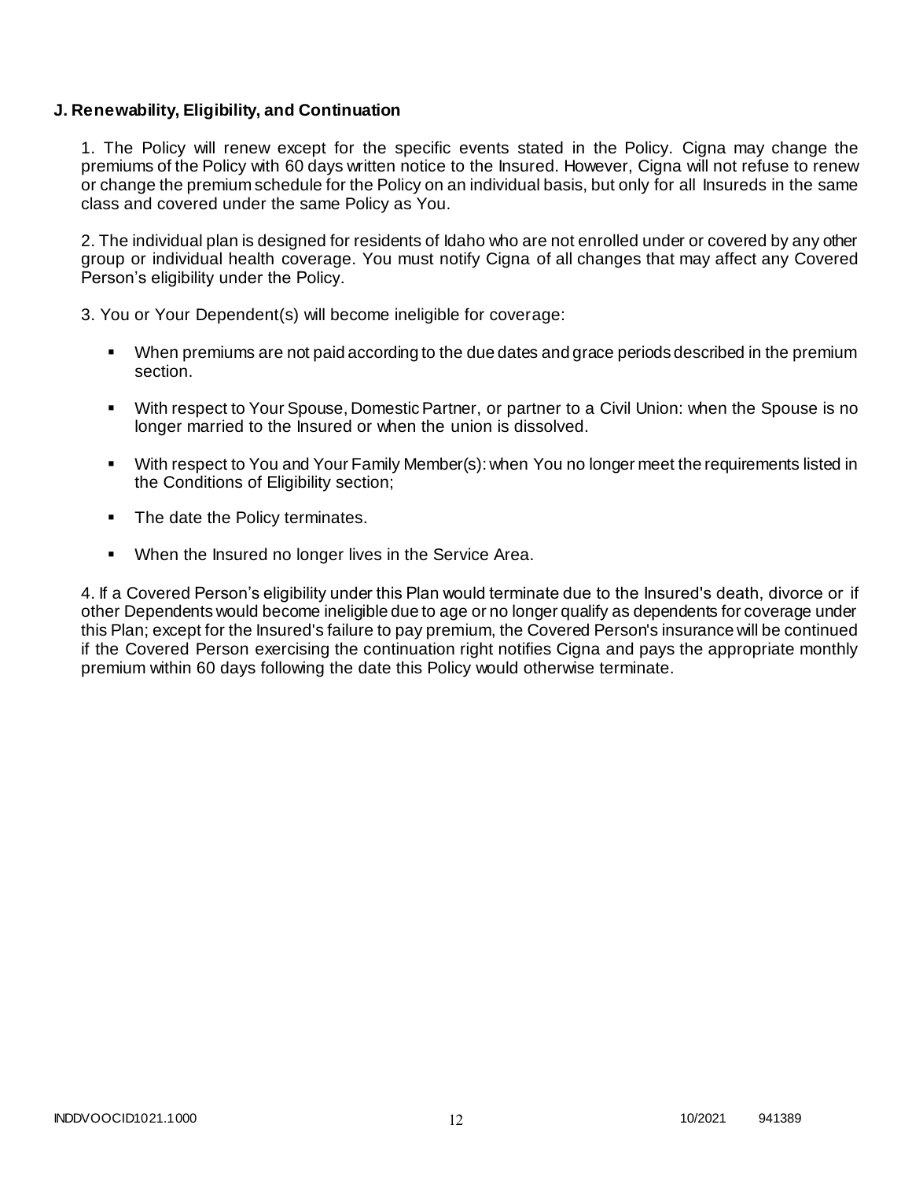**J. Renewability, Eligibility, and Continuation**

1. The Policy will renew except for the specific events stated in the Policy. Cigna may change the premiums of the Policy with 60 days written notice to the Insured. However, Cigna will not refuse to renew or change the premium schedule for the Policy on an individual basis, but only for all Insureds in the same class and covered under the same Policy as You.

2. The individual plan is designed for residents of Idaho who are not enrolled under or covered by any other group or individual health coverage. You must notify Cigna of all changes that may affect any Covered Person's eligibility under the Policy.

3. You or Your Dependent(s) will become ineligible for coverage:

- When premiums are not paid according to the due dates and grace periods described in the premium section.
- With respect to Your Spouse, Domestic Partner, or partner to a Civil Union: when the Spouse is no longer married to the Insured or when the union is dissolved.
- With respect to You and Your Family Member(s): when You no longer meet the requirements listed in the Conditions of Eligibility section;
- The date the Policy terminates.
- When the Insured no longer lives in the Service Area.

4. If a Covered Person's eligibility under this Plan would terminate due to the Insured's death, divorce or if other Dependents would become ineligible due to age or no longer qualify as dependents for coverage under this Plan; except for the Insured's failure to pay premium, the Covered Person's insurance will be continued if the Covered Person exercising the continuation right notifies Cigna and pays the appropriate monthly premium within 60 days following the date this Policy would otherwise terminate.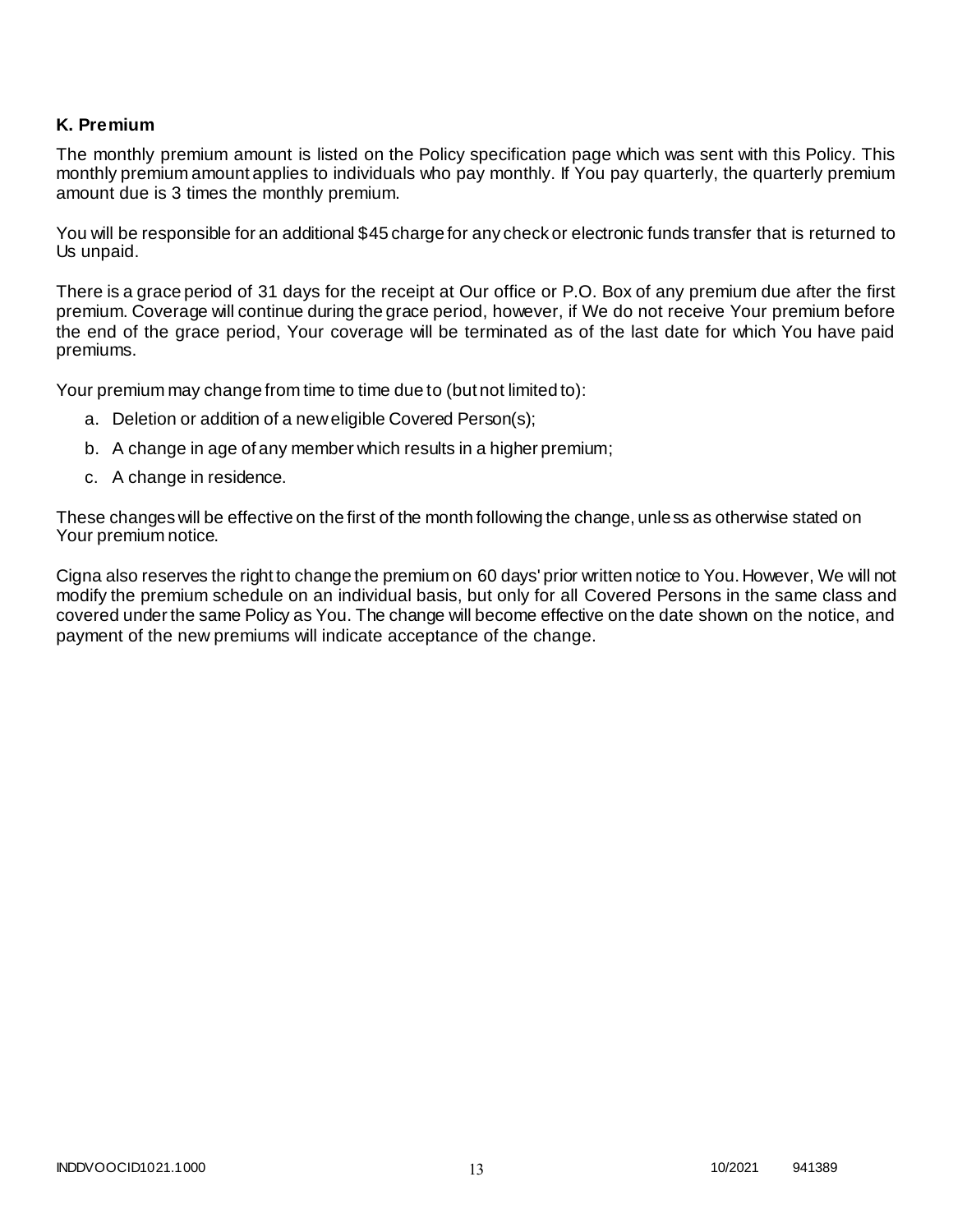### K. Premium

The monthly premium amount is listed on the Policy specification page which was sent with this Policy. This monthly premium amount applies to individuals who pay monthly. If You pay quarterly, the quarterly premium amount due is 3 times the monthly premium.

You will be responsible for an additional $45 charge for any check or electronic funds transfer that is returned to Us unpaid.

There is a grace period of 31 days for the receipt at Our office or P.O. Box of any premium due after the first premium. Coverage will continue during the grace period, however, if We do not receive Your premium before the end of the grace period, Your coverage will be terminated as of the last date for which You have paid premiums.

Your premium may change from time to time due to (but not limited to):

a. Deletion or addition of a new eligible Covered Person(s);
b. A change in age of any member which results in a higher premium;
c. A change in residence.

These changes will be effective on the first of the month following the change, unless as otherwise stated on Your premium notice.

Cigna also reserves the right to change the premium on 60 days' prior written notice to You. However, We will not modify the premium schedule on an individual basis, but only for all Covered Persons in the same class and covered under the same Policy as You. The change will become effective on the date shown on the notice, and payment of the new premiums will indicate acceptance of the change.